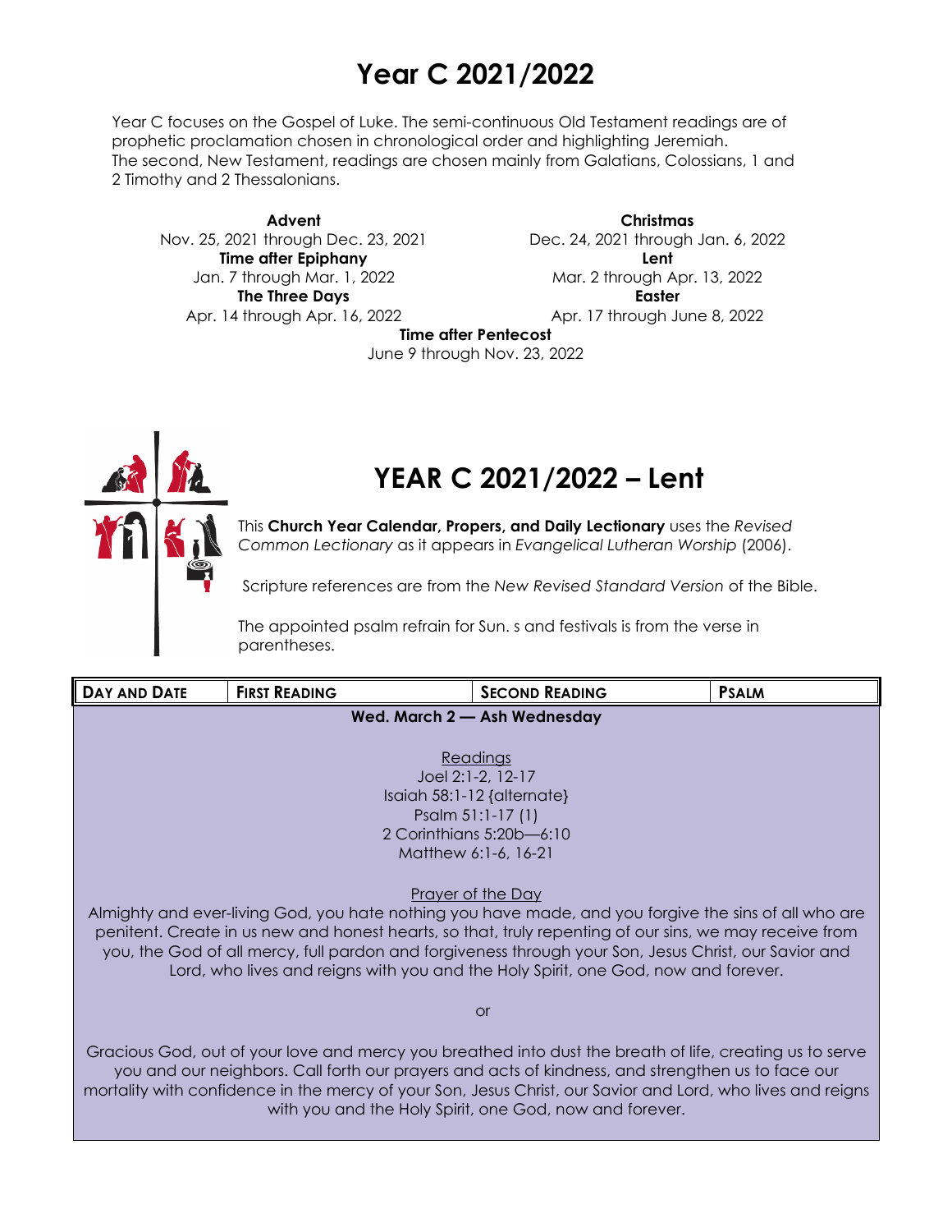# Year C 2021/2022

Year C focuses on the Gospel of Luke. The semi-continuous Old Testament readings are of prophetic proclamation chosen in chronological order and highlighting Jeremiah.
The second, New Testament, readings are chosen mainly from Galatians, Colossians, 1 and 2 Timothy and 2 Thessalonians.

**Advent**
Nov. 25, 2021 through Dec. 23, 2021

**Christmas**
Dec. 24, 2021 through Jan. 6, 2022

**Time after Epiphany**
Jan. 7 through Mar. 1, 2022

**Lent**
Mar. 2 through Apr. 13, 2022

**The Three Days**
Apr. 14 through Apr. 16, 2022

**Easter**
Apr. 17 through June 8, 2022

**Time after Pentecost**
June 9 through Nov. 23, 2022

# YEAR C 2021/2022 – Lent

This **Church Year Calendar, Propers, and Daily Lectionary** uses the *Revised Common Lectionary* as it appears in *Evangelical Lutheran Worship* (2006).

Scripture references are from the *New Revised Standard Version* of the Bible.

The appointed psalm refrain for Sun. s and festivals is from the verse in parentheses.

| DAY AND DATE | FIRST READING | SECOND READING | PSALM |
| --- | --- | --- | --- |

**Wed. March 2 — Ash Wednesday**

Readings
Joel 2:1-2, 12-17
Isaiah 58:1-12 {alternate}
Psalm 51:1-17 (1)
2 Corinthians 5:20b—6:10
Matthew 6:1-6, 16-21

Prayer of the Day

Almighty and ever-living God, you hate nothing you have made, and you forgive the sins of all who are penitent. Create in us new and honest hearts, so that, truly repenting of our sins, we may receive from you, the God of all mercy, full pardon and forgiveness through your Son, Jesus Christ, our Savior and Lord, who lives and reigns with you and the Holy Spirit, one God, now and forever.

or

Gracious God, out of your love and mercy you breathed into dust the breath of life, creating us to serve you and our neighbors. Call forth our prayers and acts of kindness, and strengthen us to face our mortality with confidence in the mercy of your Son, Jesus Christ, our Savior and Lord, who lives and reigns with you and the Holy Spirit, one God, now and forever.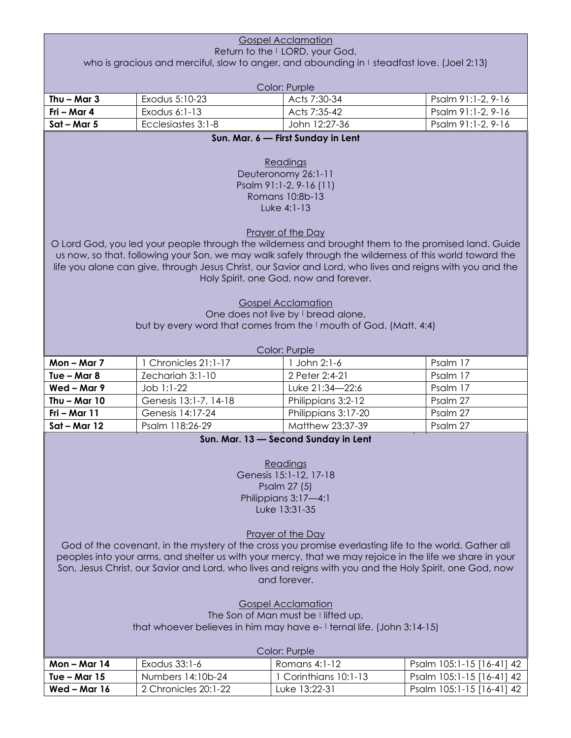Gospel Acclamation

Return to the | LORD, your God,
who is gracious and merciful, slow to anger, and abounding in | steadfast love. (Joel 2:13)

Color: Purple

| | | | |
|---|---|---|---|
| **Thu – Mar 3** | Exodus 5:10-23 | Acts 7:30-34 | Psalm 91:1-2, 9-16 |
| **Fri – Mar 4** | Exodus 6:1-13 | Acts 7:35-42 | Psalm 91:1-2, 9-16 |
| **Sat – Mar 5** | Ecclesiastes 3:1-8 | John 12:27-36 | Psalm 91:1-2, 9-16 |

**Sun. Mar. 6 — First Sunday in Lent**

Readings

Deuteronomy 26:1-11
Psalm 91:1-2, 9-16 (11)
Romans 10:8b-13
Luke 4:1-13

Prayer of the Day

O Lord God, you led your people through the wilderness and brought them to the promised land. Guide us now, so that, following your Son, we may walk safely through the wilderness of this world toward the life you alone can give, through Jesus Christ, our Savior and Lord, who lives and reigns with you and the Holy Spirit, one God, now and forever.

Gospel Acclamation

One does not live by | bread alone,
but by every word that comes from the | mouth of God. (Matt. 4:4)

Color: Purple

| | | | |
|---|---|---|---|
| **Mon – Mar 7** | 1 Chronicles 21:1-17 | 1 John 2:1-6 | Psalm 17 |
| **Tue – Mar 8** | Zechariah 3:1-10 | 2 Peter 2:4-21 | Psalm 17 |
| **Wed – Mar 9** | Job 1:1-22 | Luke 21:34—22:6 | Psalm 17 |
| **Thu – Mar 10** | Genesis 13:1-7, 14-18 | Philippians 3:2-12 | Psalm 27 |
| **Fri – Mar 11** | Genesis 14:17-24 | Philippians 3:17-20 | Psalm 27 |
| **Sat – Mar 12** | Psalm 118:26-29 | Matthew 23:37-39 | Psalm 27 |

**Sun. Mar. 13 — Second Sunday in Lent**

Readings

Genesis 15:1-12, 17-18
Psalm 27 (5)
Philippians 3:17—4:1
Luke 13:31-35

Prayer of the Day

God of the covenant, in the mystery of the cross you promise everlasting life to the world. Gather all peoples into your arms, and shelter us with your mercy, that we may rejoice in the life we share in your Son, Jesus Christ, our Savior and Lord, who lives and reigns with you and the Holy Spirit, one God, now and forever.

Gospel Acclamation

The Son of Man must be | lifted up,
that whoever believes in him may have e- | ternal life. (John 3:14-15)

Color: Purple

| | | | |
|---|---|---|---|
| **Mon – Mar 14** | Exodus 33:1-6 | Romans 4:1-12 | Psalm 105:1-15 [16-41] 42 |
| **Tue – Mar 15** | Numbers 14:10b-24 | 1 Corinthians 10:1-13 | Psalm 105:1-15 [16-41] 42 |
| **Wed – Mar 16** | 2 Chronicles 20:1-22 | Luke 13:22-31 | Psalm 105:1-15 [16-41] 42 |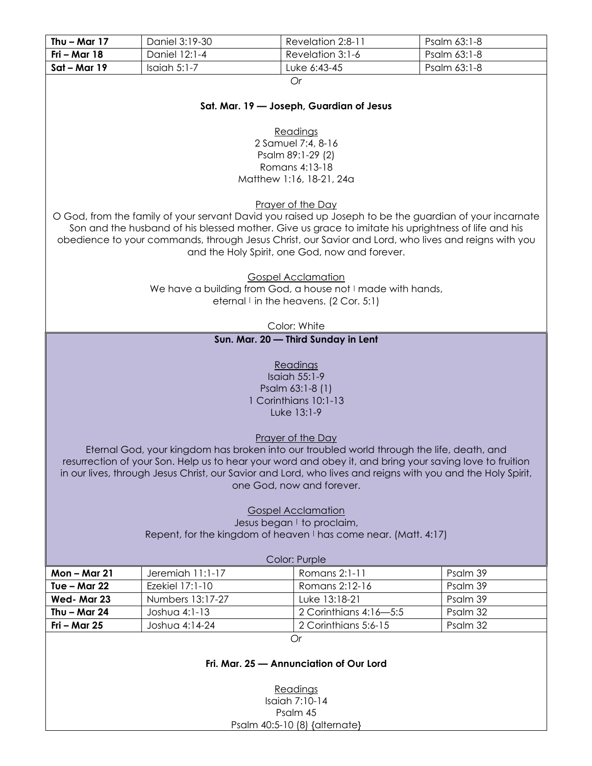| Thu – Mar 17 | Daniel 3:19-30 | Revelation 2:8-11 | Psalm 63:1-8 |
|---|---|---|---|
| Fri – Mar 18 | Daniel 12:1-4 | Revelation 3:1-6 | Psalm 63:1-8 |
| Sat – Mar 19 | Isaiah 5:1-7 | Luke 6:43-45 | Psalm 63:1-8 |

*Or*

**Sat. Mar. 19 — Joseph, Guardian of Jesus**

Readings
2 Samuel 7:4, 8-16
Psalm 89:1-29 (2)
Romans 4:13-18
Matthew 1:16, 18-21, 24a

Prayer of the Day
O God, from the family of your servant David you raised up Joseph to be the guardian of your incarnate Son and the husband of his blessed mother. Give us grace to imitate his uprightness of life and his obedience to your commands, through Jesus Christ, our Savior and Lord, who lives and reigns with you and the Holy Spirit, one God, now and forever.

Gospel Acclamation
We have a building from God, a house not | made with hands,
eternal | in the heavens. (2 Cor. 5:1)

Color: White

**Sun. Mar. 20 — Third Sunday in Lent**

Readings
Isaiah 55:1-9
Psalm 63:1-8 (1)
1 Corinthians 10:1-13
Luke 13:1-9

Prayer of the Day
Eternal God, your kingdom has broken into our troubled world through the life, death, and resurrection of your Son. Help us to hear your word and obey it, and bring your saving love to fruition in our lives, through Jesus Christ, our Savior and Lord, who lives and reigns with you and the Holy Spirit, one God, now and forever.

Gospel Acclamation
Jesus began | to proclaim,
Repent, for the kingdom of heaven | has come near. (Matt. 4:17)

Color: Purple

| Mon – Mar 21 | Jeremiah 11:1-17 | Romans 2:1-11 | Psalm 39 |
|---|---|---|---|
| Tue – Mar 22 | Ezekiel 17:1-10 | Romans 2:12-16 | Psalm 39 |
| Wed- Mar 23 | Numbers 13:17-27 | Luke 13:18-21 | Psalm 39 |
| Thu – Mar 24 | Joshua 4:1-13 | 2 Corinthians 4:16—5:5 | Psalm 32 |
| Fri – Mar 25 | Joshua 4:14-24 | 2 Corinthians 5:6-15 | Psalm 32 |

*Or*

**Fri. Mar. 25 — Annunciation of Our Lord**

Readings
Isaiah 7:10-14
Psalm 45
Psalm 40:5-10 (8) {alternate}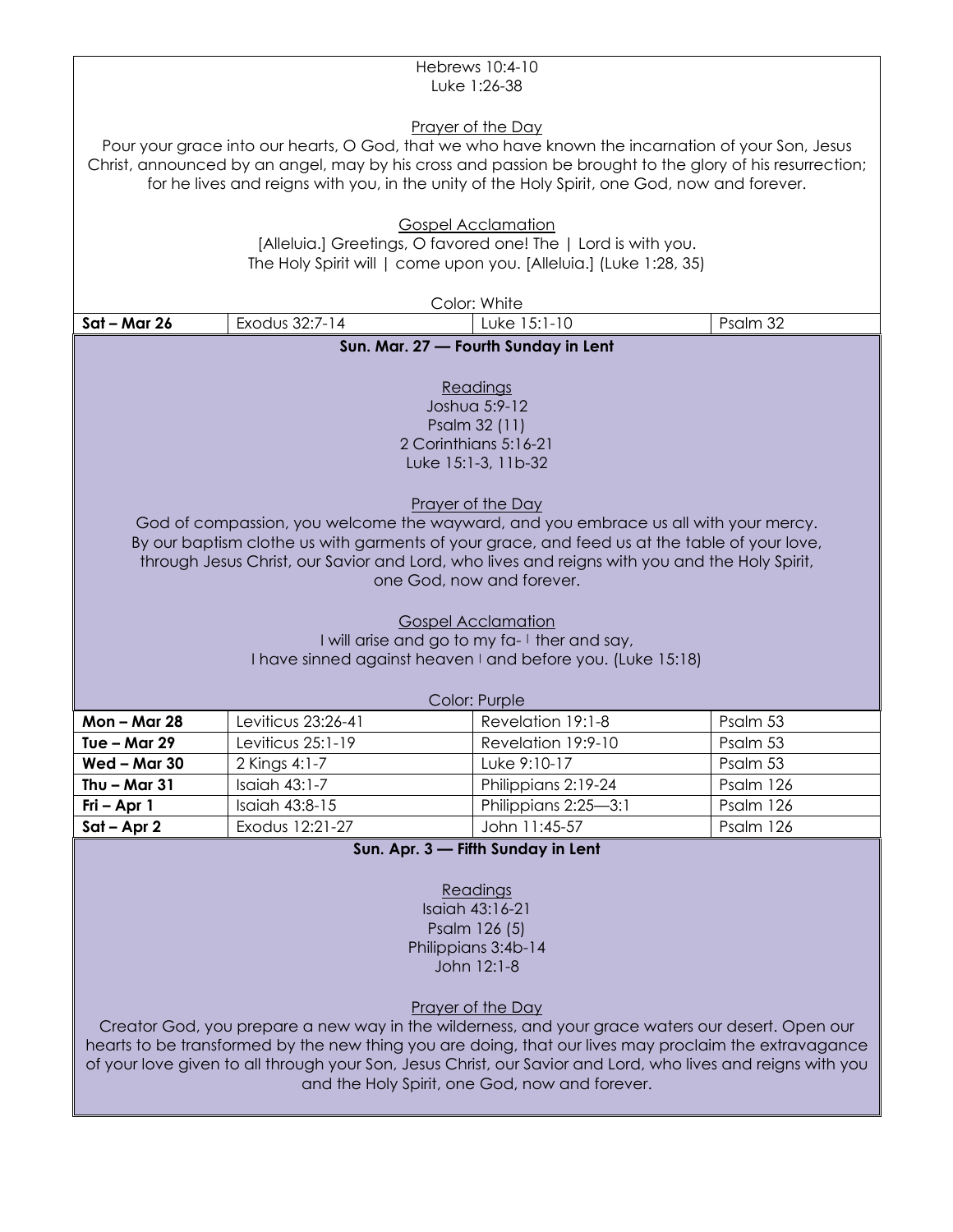Hebrews 10:4-10
Luke 1:26-38

Prayer of the Day

Pour your grace into our hearts, O God, that we who have known the incarnation of your Son, Jesus Christ, announced by an angel, may by his cross and passion be brought to the glory of his resurrection; for he lives and reigns with you, in the unity of the Holy Spirit, one God, now and forever.

Gospel Acclamation

[Alleluia.] Greetings, O favored one! The | Lord is with you.
The Holy Spirit will | come upon you. [Alleluia.] (Luke 1:28, 35)

Color: White

| **Sat – Mar 26** | Exodus 32:7-14 | Luke 15:1-10 | Psalm 32 |
|---|---|---|---|

**Sun. Mar. 27 — Fourth Sunday in Lent**

Readings

Joshua 5:9-12
Psalm 32 (11)
2 Corinthians 5:16-21
Luke 15:1-3, 11b-32

Prayer of the Day

God of compassion, you welcome the wayward, and you embrace us all with your mercy. By our baptism clothe us with garments of your grace, and feed us at the table of your love, through Jesus Christ, our Savior and Lord, who lives and reigns with you and the Holy Spirit, one God, now and forever.

Gospel Acclamation

I will arise and go to my fa- | ther and say,
I have sinned against heaven | and before you. (Luke 15:18)

Color: Purple

| **Mon – Mar 28** | Leviticus 23:26-41 | Revelation 19:1-8 | Psalm 53 |
|---|---|---|---|
| **Tue – Mar 29** | Leviticus 25:1-19 | Revelation 19:9-10 | Psalm 53 |
| **Wed – Mar 30** | 2 Kings 4:1-7 | Luke 9:10-17 | Psalm 53 |
| **Thu – Mar 31** | Isaiah 43:1-7 | Philippians 2:19-24 | Psalm 126 |
| **Fri – Apr 1** | Isaiah 43:8-15 | Philippians 2:25—3:1 | Psalm 126 |
| **Sat – Apr 2** | Exodus 12:21-27 | John 11:45-57 | Psalm 126 |

**Sun. Apr. 3 — Fifth Sunday in Lent**

Readings

Isaiah 43:16-21
Psalm 126 (5)
Philippians 3:4b-14
John 12:1-8

Prayer of the Day

Creator God, you prepare a new way in the wilderness, and your grace waters our desert. Open our hearts to be transformed by the new thing you are doing, that our lives may proclaim the extravagance of your love given to all through your Son, Jesus Christ, our Savior and Lord, who lives and reigns with you and the Holy Spirit, one God, now and forever.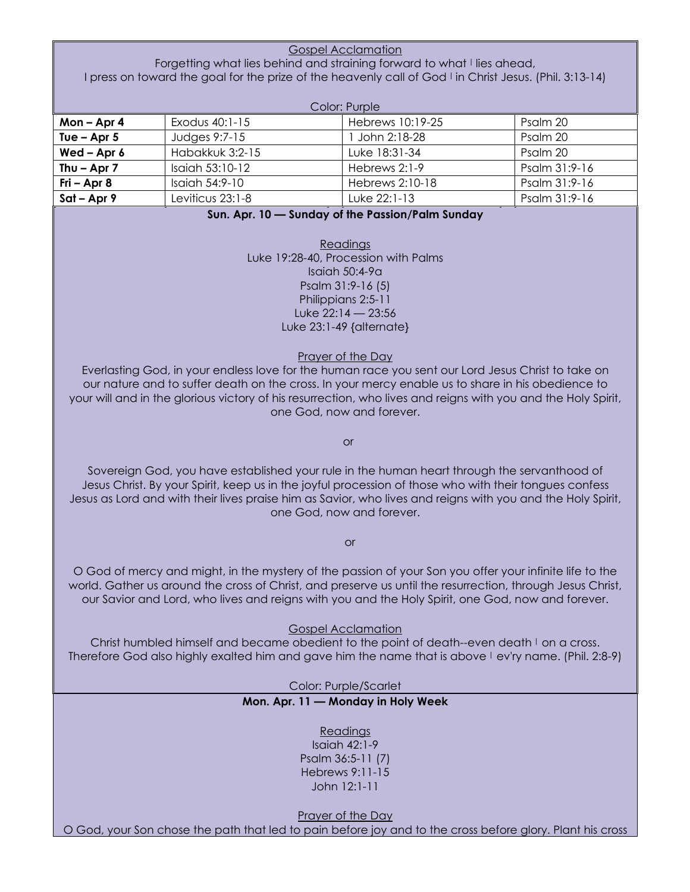Gospel Acclamation

Forgetting what lies behind and straining forward to what ǀ lies ahead,
I press on toward the goal for the prize of the heavenly call of God ǀ in Christ Jesus. (Phil. 3:13-14)

Color: Purple

| | | | |
|---|---|---|---|
| **Mon – Apr 4** | Exodus 40:1-15 | Hebrews 10:19-25 | Psalm 20 |
| **Tue – Apr 5** | Judges 9:7-15 | 1 John 2:18-28 | Psalm 20 |
| **Wed – Apr 6** | Habakkuk 3:2-15 | Luke 18:31-34 | Psalm 20 |
| **Thu – Apr 7** | Isaiah 53:10-12 | Hebrews 2:1-9 | Psalm 31:9-16 |
| **Fri – Apr 8** | Isaiah 54:9-10 | Hebrews 2:10-18 | Psalm 31:9-16 |
| **Sat – Apr 9** | Leviticus 23:1-8 | Luke 22:1-13 | Psalm 31:9-16 |

**Sun. Apr. 10 — Sunday of the Passion/Palm Sunday**

Readings

Luke 19:28-40, Procession with Palms
Isaiah 50:4-9a
Psalm 31:9-16 (5)
Philippians 2:5-11
Luke 22:14 — 23:56
Luke 23:1-49 {alternate}

Prayer of the Day

Everlasting God, in your endless love for the human race you sent our Lord Jesus Christ to take on our nature and to suffer death on the cross. In your mercy enable us to share in his obedience to your will and in the glorious victory of his resurrection, who lives and reigns with you and the Holy Spirit, one God, now and forever.

or

Sovereign God, you have established your rule in the human heart through the servanthood of Jesus Christ. By your Spirit, keep us in the joyful procession of those who with their tongues confess Jesus as Lord and with their lives praise him as Savior, who lives and reigns with you and the Holy Spirit, one God, now and forever.

or

O God of mercy and might, in the mystery of the passion of your Son you offer your infinite life to the world. Gather us around the cross of Christ, and preserve us until the resurrection, through Jesus Christ, our Savior and Lord, who lives and reigns with you and the Holy Spirit, one God, now and forever.

Gospel Acclamation

Christ humbled himself and became obedient to the point of death--even death ǀ on a cross.
Therefore God also highly exalted him and gave him the name that is above ǀ ev'ry name. (Phil. 2:8-9)

Color: Purple/Scarlet

**Mon. Apr. 11 — Monday in Holy Week**

Readings

Isaiah 42:1-9
Psalm 36:5-11 (7)
Hebrews 9:11-15
John 12:1-11

Prayer of the Day

O God, your Son chose the path that led to pain before joy and to the cross before glory. Plant his cross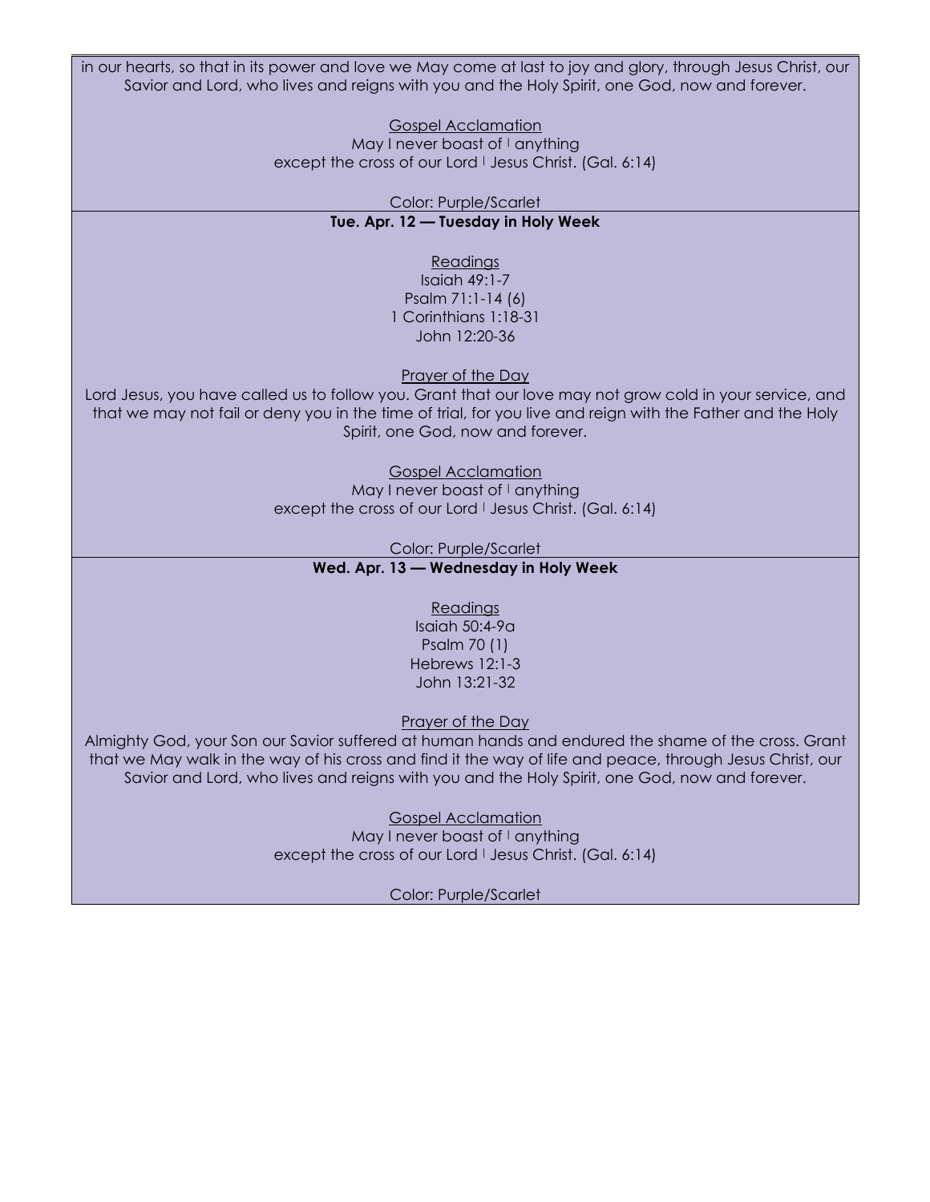in our hearts, so that in its power and love we May come at last to joy and glory, through Jesus Christ, our Savior and Lord, who lives and reigns with you and the Holy Spirit, one God, now and forever.

Gospel Acclamation

May I never boast of ǀ anything
except the cross of our Lord ǀ Jesus Christ. (Gal. 6:14)

Color: Purple/Scarlet

**Tue. Apr. 12 — Tuesday in Holy Week**

Readings

Isaiah 49:1-7
Psalm 71:1-14 (6)
1 Corinthians 1:18-31
John 12:20-36

Prayer of the Day

Lord Jesus, you have called us to follow you. Grant that our love may not grow cold in your service, and that we may not fail or deny you in the time of trial, for you live and reign with the Father and the Holy Spirit, one God, now and forever.

Gospel Acclamation

May I never boast of ǀ anything
except the cross of our Lord ǀ Jesus Christ. (Gal. 6:14)

Color: Purple/Scarlet

**Wed. Apr. 13 — Wednesday in Holy Week**

Readings

Isaiah 50:4-9a
Psalm 70 (1)
Hebrews 12:1-3
John 13:21-32

Prayer of the Day

Almighty God, your Son our Savior suffered at human hands and endured the shame of the cross. Grant that we May walk in the way of his cross and find it the way of life and peace, through Jesus Christ, our Savior and Lord, who lives and reigns with you and the Holy Spirit, one God, now and forever.

Gospel Acclamation

May I never boast of ǀ anything
except the cross of our Lord ǀ Jesus Christ. (Gal. 6:14)

Color: Purple/Scarlet